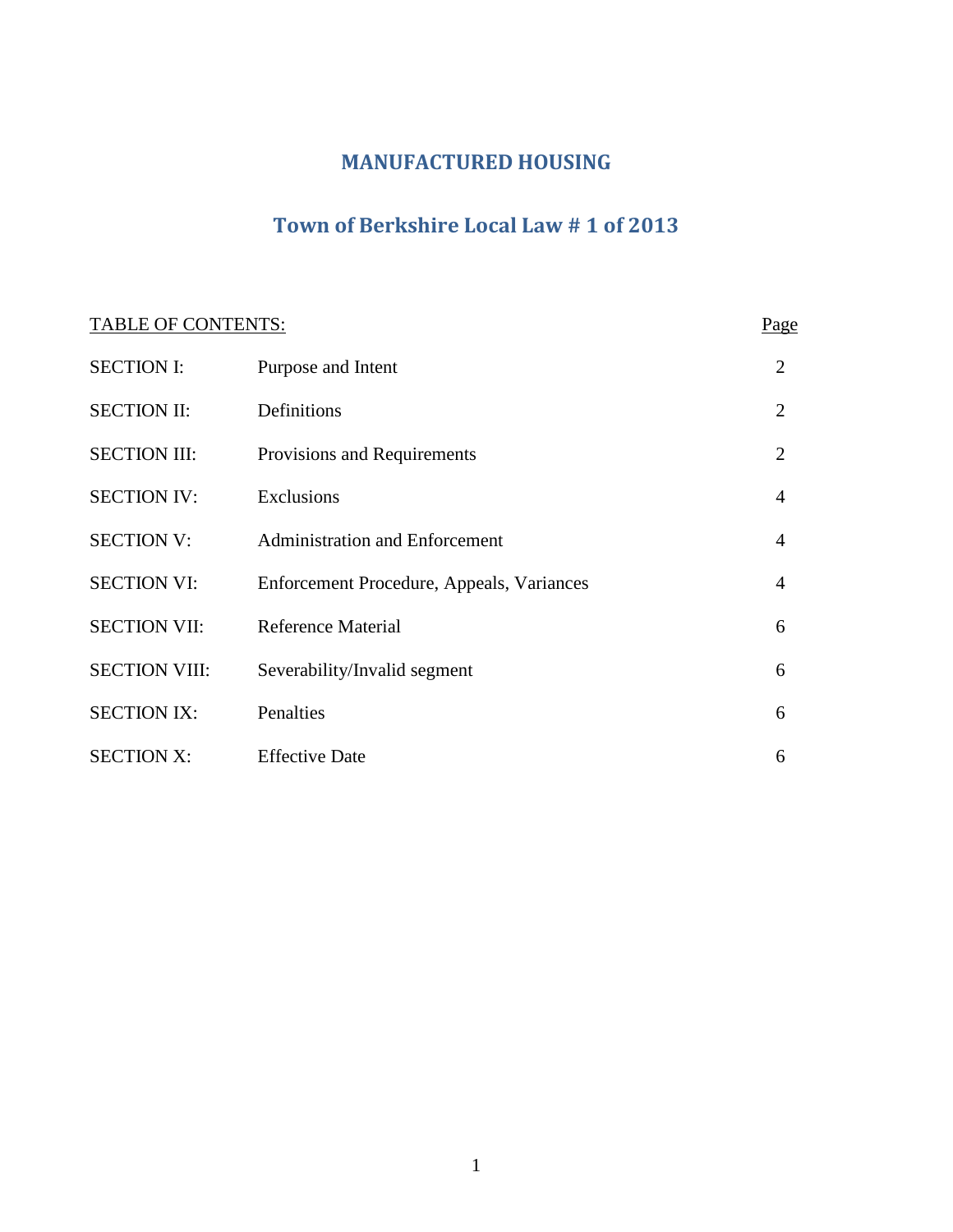# MANUFACTURED HOUSING

## Town of Berkshire Local Law # 1 of 2013

| TABLE OF CONTENTS: | | Page |
| --- | --- | --- |
| SECTION I: | Purpose and Intent | 2 |
| SECTION II: | Definitions | 2 |
| SECTION III: | Provisions and Requirements | 2 |
| SECTION IV: | Exclusions | 4 |
| SECTION V: | Administration and Enforcement | 4 |
| SECTION VI: | Enforcement Procedure, Appeals, Variances | 4 |
| SECTION VII: | Reference Material | 6 |
| SECTION VIII: | Severability/Invalid segment | 6 |
| SECTION IX: | Penalties | 6 |
| SECTION X: | Effective Date | 6 |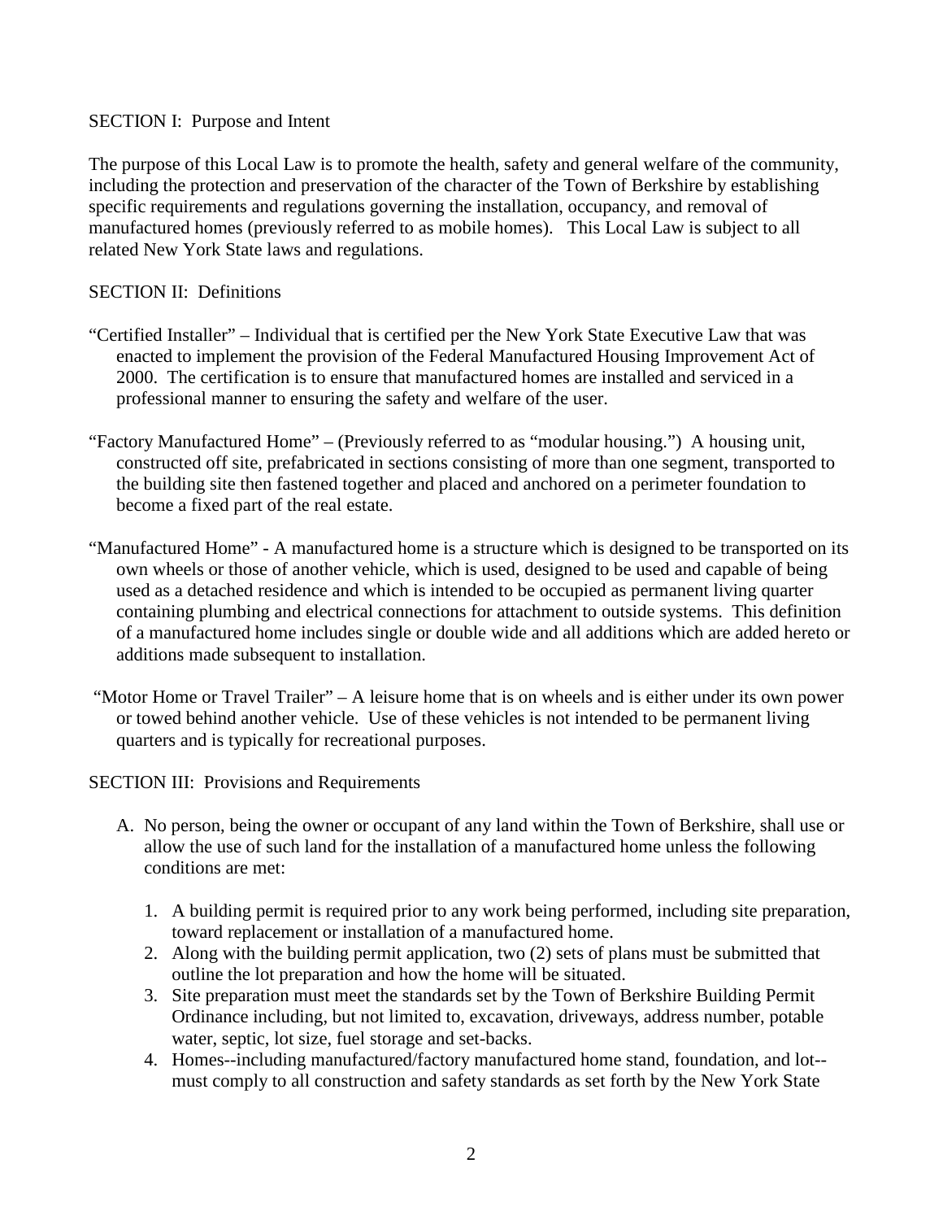SECTION I: Purpose and Intent

The purpose of this Local Law is to promote the health, safety and general welfare of the community, including the protection and preservation of the character of the Town of Berkshire by establishing specific requirements and regulations governing the installation, occupancy, and removal of manufactured homes (previously referred to as mobile homes). This Local Law is subject to all related New York State laws and regulations.

SECTION II: Definitions

"Certified Installer" – Individual that is certified per the New York State Executive Law that was enacted to implement the provision of the Federal Manufactured Housing Improvement Act of 2000. The certification is to ensure that manufactured homes are installed and serviced in a professional manner to ensuring the safety and welfare of the user.

"Factory Manufactured Home" – (Previously referred to as "modular housing.") A housing unit, constructed off site, prefabricated in sections consisting of more than one segment, transported to the building site then fastened together and placed and anchored on a perimeter foundation to become a fixed part of the real estate.

"Manufactured Home" - A manufactured home is a structure which is designed to be transported on its own wheels or those of another vehicle, which is used, designed to be used and capable of being used as a detached residence and which is intended to be occupied as permanent living quarter containing plumbing and electrical connections for attachment to outside systems. This definition of a manufactured home includes single or double wide and all additions which are added hereto or additions made subsequent to installation.

"Motor Home or Travel Trailer" – A leisure home that is on wheels and is either under its own power or towed behind another vehicle. Use of these vehicles is not intended to be permanent living quarters and is typically for recreational purposes.

SECTION III: Provisions and Requirements

A. No person, being the owner or occupant of any land within the Town of Berkshire, shall use or allow the use of such land for the installation of a manufactured home unless the following conditions are met:

   1. A building permit is required prior to any work being performed, including site preparation, toward replacement or installation of a manufactured home.
   2. Along with the building permit application, two (2) sets of plans must be submitted that outline the lot preparation and how the home will be situated.
   3. Site preparation must meet the standards set by the Town of Berkshire Building Permit Ordinance including, but not limited to, excavation, driveways, address number, potable water, septic, lot size, fuel storage and set-backs.
   4. Homes--including manufactured/factory manufactured home stand, foundation, and lot--must comply to all construction and safety standards as set forth by the New York State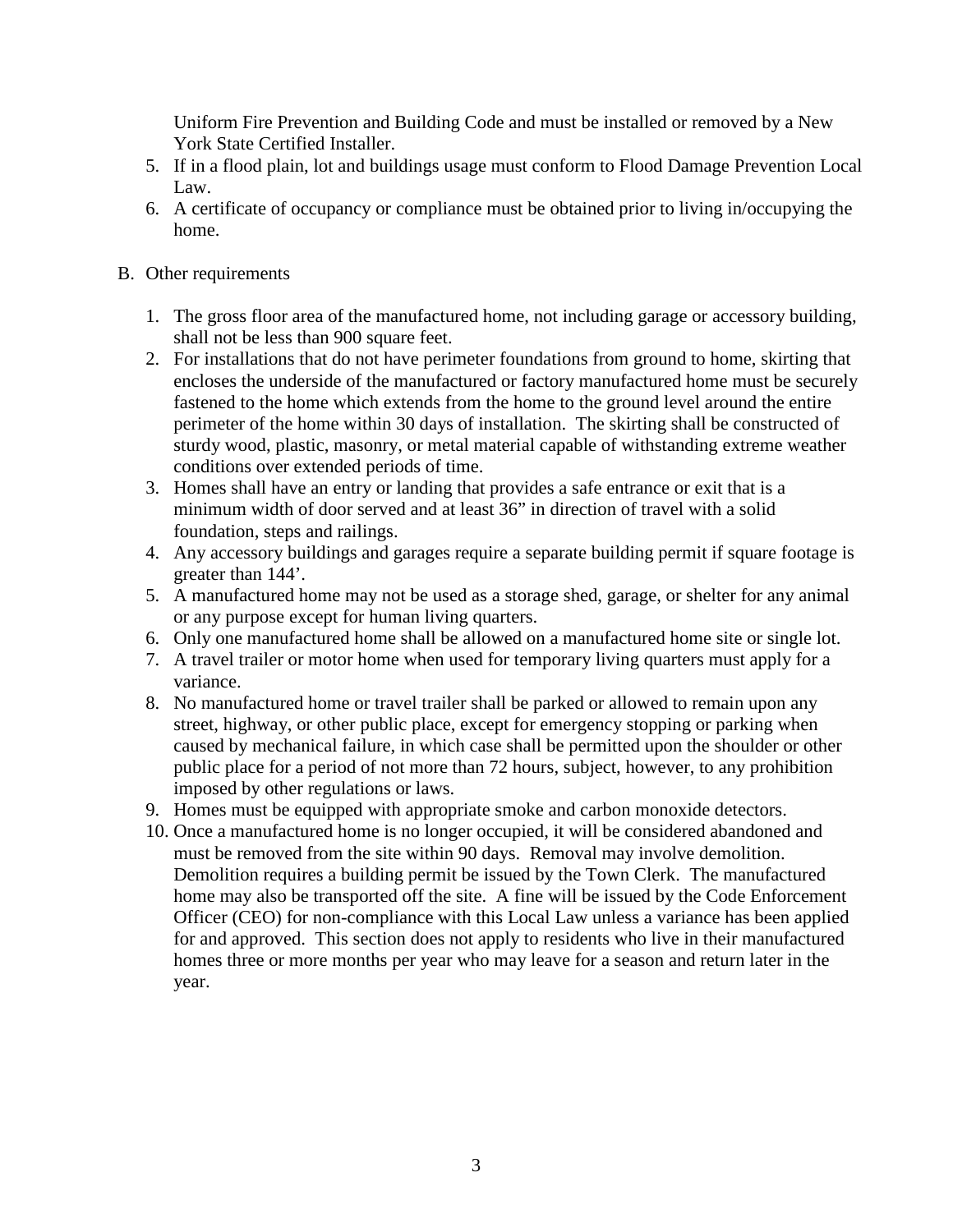Uniform Fire Prevention and Building Code and must be installed or removed by a New York State Certified Installer.

5. If in a flood plain, lot and buildings usage must conform to Flood Damage Prevention Local Law.
6. A certificate of occupancy or compliance must be obtained prior to living in/occupying the home.

B. Other requirements

1. The gross floor area of the manufactured home, not including garage or accessory building, shall not be less than 900 square feet.
2. For installations that do not have perimeter foundations from ground to home, skirting that encloses the underside of the manufactured or factory manufactured home must be securely fastened to the home which extends from the home to the ground level around the entire perimeter of the home within 30 days of installation. The skirting shall be constructed of sturdy wood, plastic, masonry, or metal material capable of withstanding extreme weather conditions over extended periods of time.
3. Homes shall have an entry or landing that provides a safe entrance or exit that is a minimum width of door served and at least 36" in direction of travel with a solid foundation, steps and railings.
4. Any accessory buildings and garages require a separate building permit if square footage is greater than 144'.
5. A manufactured home may not be used as a storage shed, garage, or shelter for any animal or any purpose except for human living quarters.
6. Only one manufactured home shall be allowed on a manufactured home site or single lot.
7. A travel trailer or motor home when used for temporary living quarters must apply for a variance.
8. No manufactured home or travel trailer shall be parked or allowed to remain upon any street, highway, or other public place, except for emergency stopping or parking when caused by mechanical failure, in which case shall be permitted upon the shoulder or other public place for a period of not more than 72 hours, subject, however, to any prohibition imposed by other regulations or laws.
9. Homes must be equipped with appropriate smoke and carbon monoxide detectors.
10. Once a manufactured home is no longer occupied, it will be considered abandoned and must be removed from the site within 90 days. Removal may involve demolition. Demolition requires a building permit be issued by the Town Clerk. The manufactured home may also be transported off the site. A fine will be issued by the Code Enforcement Officer (CEO) for non-compliance with this Local Law unless a variance has been applied for and approved. This section does not apply to residents who live in their manufactured homes three or more months per year who may leave for a season and return later in the year.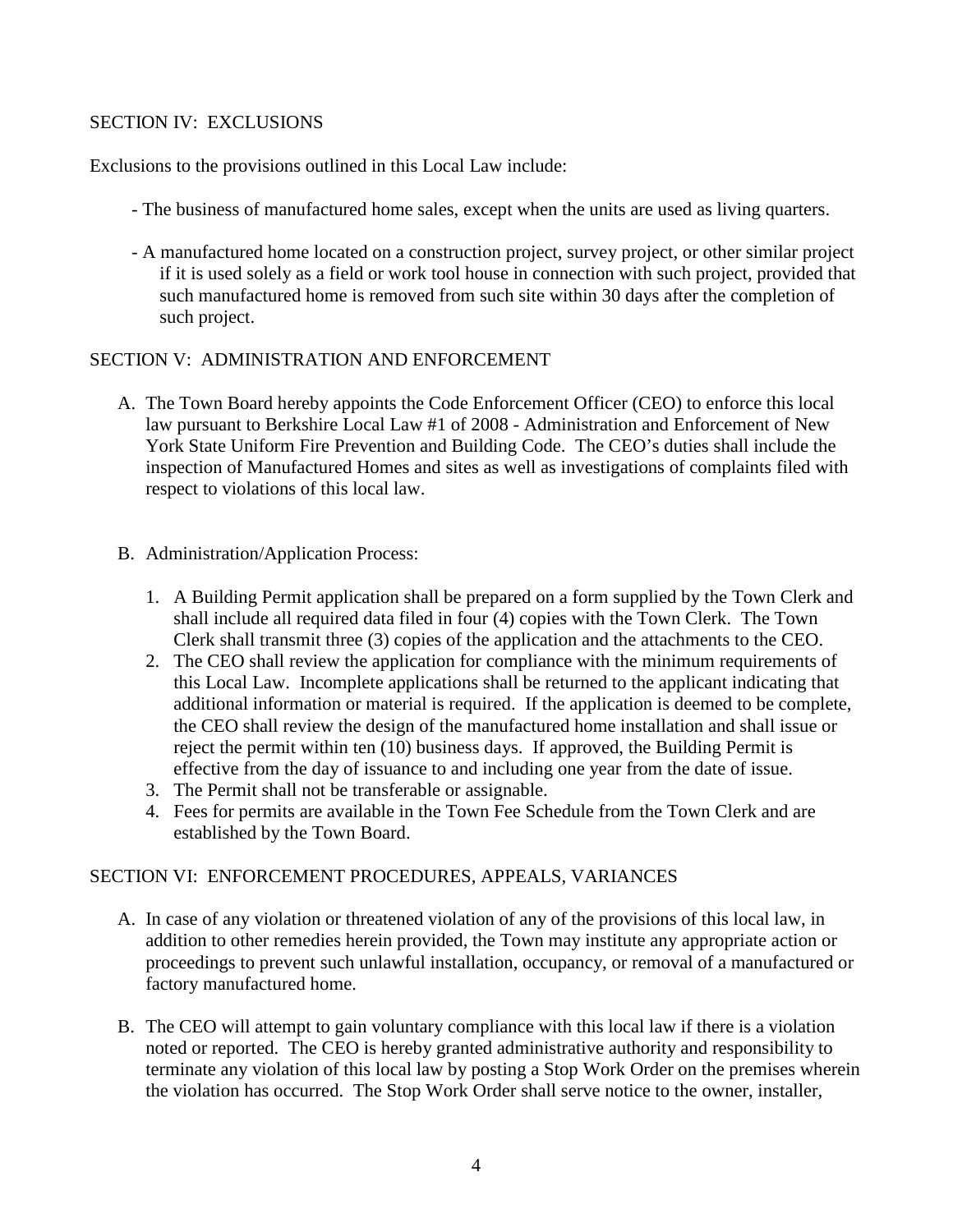## SECTION IV: EXCLUSIONS

Exclusions to the provisions outlined in this Local Law include:

- The business of manufactured home sales, except when the units are used as living quarters.
- A manufactured home located on a construction project, survey project, or other similar project if it is used solely as a field or work tool house in connection with such project, provided that such manufactured home is removed from such site within 30 days after the completion of such project.

## SECTION V: ADMINISTRATION AND ENFORCEMENT

A. The Town Board hereby appoints the Code Enforcement Officer (CEO) to enforce this local law pursuant to Berkshire Local Law #1 of 2008 - Administration and Enforcement of New York State Uniform Fire Prevention and Building Code. The CEO's duties shall include the inspection of Manufactured Homes and sites as well as investigations of complaints filed with respect to violations of this local law.

B. Administration/Application Process:

1. A Building Permit application shall be prepared on a form supplied by the Town Clerk and shall include all required data filed in four (4) copies with the Town Clerk. The Town Clerk shall transmit three (3) copies of the application and the attachments to the CEO.
2. The CEO shall review the application for compliance with the minimum requirements of this Local Law. Incomplete applications shall be returned to the applicant indicating that additional information or material is required. If the application is deemed to be complete, the CEO shall review the design of the manufactured home installation and shall issue or reject the permit within ten (10) business days. If approved, the Building Permit is effective from the day of issuance to and including one year from the date of issue.
3. The Permit shall not be transferable or assignable.
4. Fees for permits are available in the Town Fee Schedule from the Town Clerk and are established by the Town Board.

## SECTION VI: ENFORCEMENT PROCEDURES, APPEALS, VARIANCES

A. In case of any violation or threatened violation of any of the provisions of this local law, in addition to other remedies herein provided, the Town may institute any appropriate action or proceedings to prevent such unlawful installation, occupancy, or removal of a manufactured or factory manufactured home.

B. The CEO will attempt to gain voluntary compliance with this local law if there is a violation noted or reported. The CEO is hereby granted administrative authority and responsibility to terminate any violation of this local law by posting a Stop Work Order on the premises wherein the violation has occurred. The Stop Work Order shall serve notice to the owner, installer,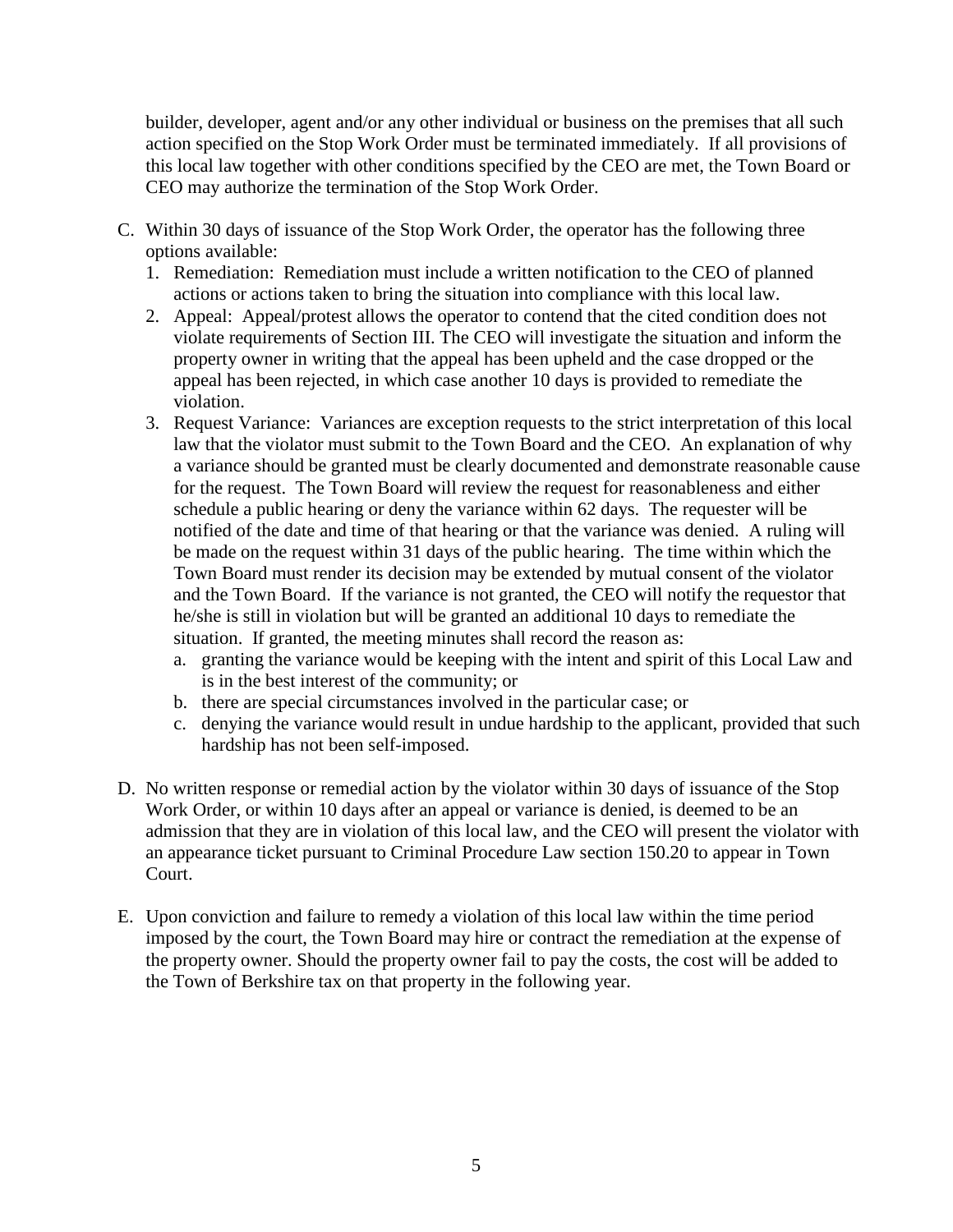builder, developer, agent and/or any other individual or business on the premises that all such action specified on the Stop Work Order must be terminated immediately. If all provisions of this local law together with other conditions specified by the CEO are met, the Town Board or CEO may authorize the termination of the Stop Work Order.

C. Within 30 days of issuance of the Stop Work Order, the operator has the following three options available:
   1. Remediation: Remediation must include a written notification to the CEO of planned actions or actions taken to bring the situation into compliance with this local law.
   2. Appeal: Appeal/protest allows the operator to contend that the cited condition does not violate requirements of Section III. The CEO will investigate the situation and inform the property owner in writing that the appeal has been upheld and the case dropped or the appeal has been rejected, in which case another 10 days is provided to remediate the violation.
   3. Request Variance: Variances are exception requests to the strict interpretation of this local law that the violator must submit to the Town Board and the CEO. An explanation of why a variance should be granted must be clearly documented and demonstrate reasonable cause for the request. The Town Board will review the request for reasonableness and either schedule a public hearing or deny the variance within 62 days. The requester will be notified of the date and time of that hearing or that the variance was denied. A ruling will be made on the request within 31 days of the public hearing. The time within which the Town Board must render its decision may be extended by mutual consent of the violator and the Town Board. If the variance is not granted, the CEO will notify the requestor that he/she is still in violation but will be granted an additional 10 days to remediate the situation. If granted, the meeting minutes shall record the reason as:
      a. granting the variance would be keeping with the intent and spirit of this Local Law and is in the best interest of the community; or
      b. there are special circumstances involved in the particular case; or
      c. denying the variance would result in undue hardship to the applicant, provided that such hardship has not been self-imposed.

D. No written response or remedial action by the violator within 30 days of issuance of the Stop Work Order, or within 10 days after an appeal or variance is denied, is deemed to be an admission that they are in violation of this local law, and the CEO will present the violator with an appearance ticket pursuant to Criminal Procedure Law section 150.20 to appear in Town Court.

E. Upon conviction and failure to remedy a violation of this local law within the time period imposed by the court, the Town Board may hire or contract the remediation at the expense of the property owner. Should the property owner fail to pay the costs, the cost will be added to the Town of Berkshire tax on that property in the following year.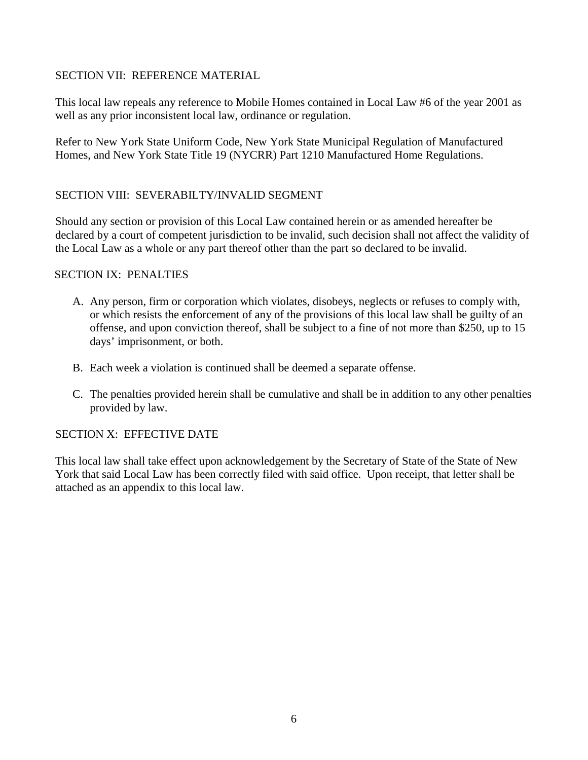## SECTION VII: REFERENCE MATERIAL

This local law repeals any reference to Mobile Homes contained in Local Law #6 of the year 2001 as well as any prior inconsistent local law, ordinance or regulation.

Refer to New York State Uniform Code, New York State Municipal Regulation of Manufactured Homes, and New York State Title 19 (NYCRR) Part 1210 Manufactured Home Regulations.

## SECTION VIII: SEVERABILTY/INVALID SEGMENT

Should any section or provision of this Local Law contained herein or as amended hereafter be declared by a court of competent jurisdiction to be invalid, such decision shall not affect the validity of the Local Law as a whole or any part thereof other than the part so declared to be invalid.

## SECTION IX: PENALTIES

A. Any person, firm or corporation which violates, disobeys, neglects or refuses to comply with, or which resists the enforcement of any of the provisions of this local law shall be guilty of an offense, and upon conviction thereof, shall be subject to a fine of not more than $250, up to 15 days' imprisonment, or both.

B. Each week a violation is continued shall be deemed a separate offense.

C. The penalties provided herein shall be cumulative and shall be in addition to any other penalties provided by law.

## SECTION X: EFFECTIVE DATE

This local law shall take effect upon acknowledgement by the Secretary of State of the State of New York that said Local Law has been correctly filed with said office. Upon receipt, that letter shall be attached as an appendix to this local law.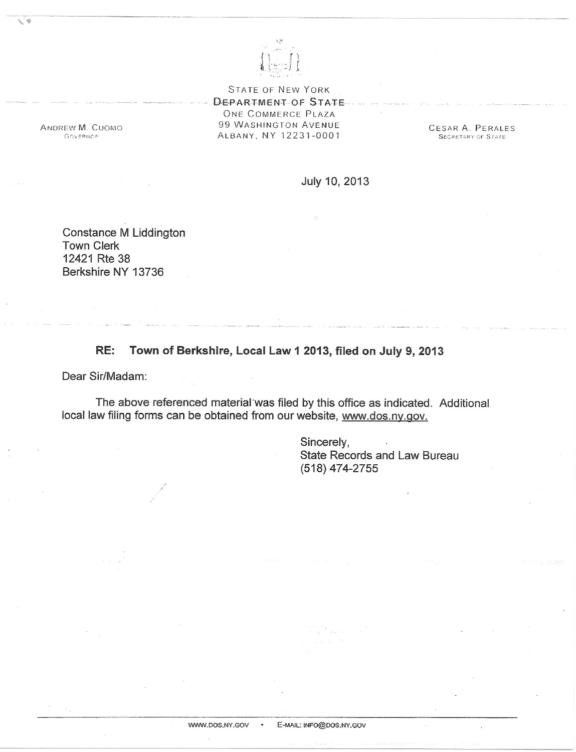STATE OF NEW YORK
**DEPARTMENT OF STATE**
ONE COMMERCE PLAZA
99 WASHINGTON AVENUE
ALBANY, NY 12231-0001

ANDREW M. CUOMO
GOVERNOR

CESAR A. PERALES
SECRETARY OF STATE

July 10, 2013

Constance M Liddington
Town Clerk
12421 Rte 38
Berkshire NY 13736

**RE: Town of Berkshire, Local Law 1 2013, filed on July 9, 2013**

Dear Sir/Madam:

The above referenced material was filed by this office as indicated. Additional local law filing forms can be obtained from our website, www.dos.ny.gov.

Sincerely,
State Records and Law Bureau
(518) 474-2755

WWW.DOS.NY.GOV • E-MAIL: INFO@DOS.NY.GOV